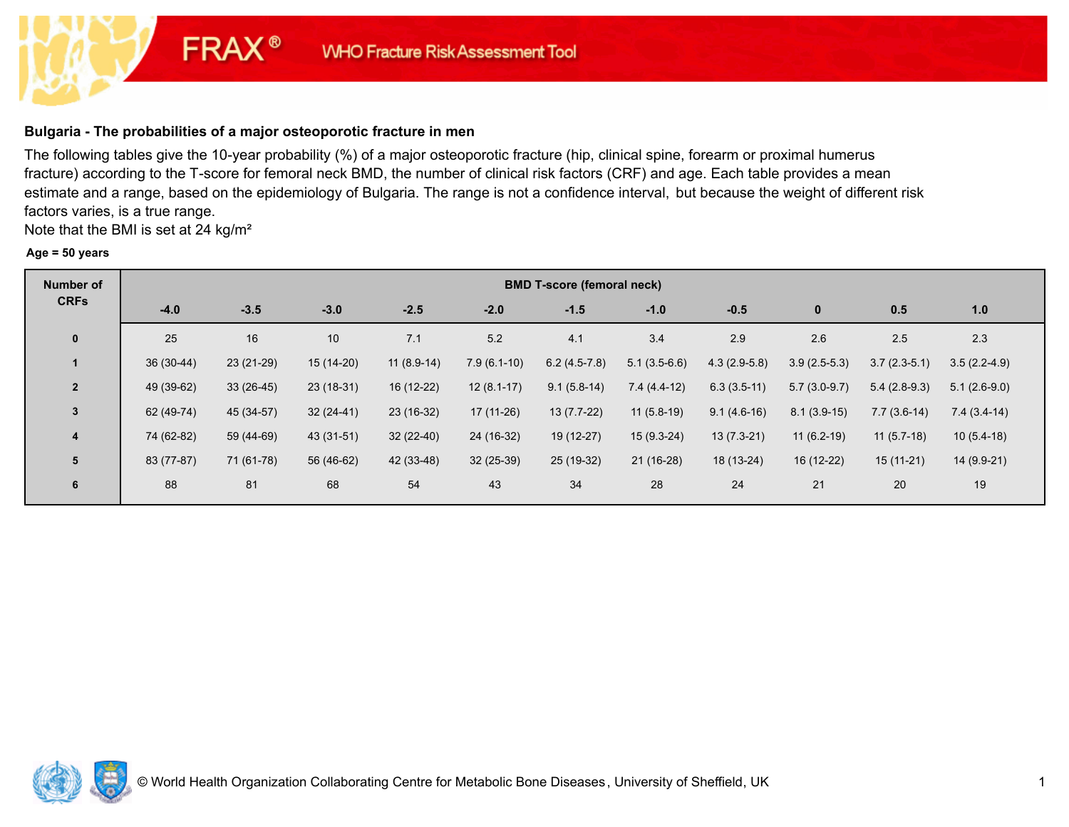FRAX® WHO Fracture Risk Assessment Tool

## Bulgaria - The probabilities of a major osteoporotic fracture in men

The following tables give the 10-year probability (%) of a major osteoporotic fracture (hip, clinical spine, forearm or proximal humerus fracture) according to the T-score for femoral neck BMD, the number of clinical risk factors (CRF) and age. Each table provides a mean estimate and a range, based on the epidemiology of Bulgaria. The range is not a confidence interval, but because the weight of different risk factors varies, is a true range.

Note that the BMI is set at 24 kg/m²

**Age = 50 years**

| Number of CRFs | BMD T-score (femoral neck) | | | | | | | | | | |
|---|---|---|---|---|---|---|---|---|---|---|---|
| | -4.0 | -3.5 | -3.0 | -2.5 | -2.0 | -1.5 | -1.0 | -0.5 | 0 | 0.5 | 1.0 |
| 0 | 25 | 16 | 10 | 7.1 | 5.2 | 4.1 | 3.4 | 2.9 | 2.6 | 2.5 | 2.3 |
| 1 | 36 (30-44) | 23 (21-29) | 15 (14-20) | 11 (8.9-14) | 7.9 (6.1-10) | 6.2 (4.5-7.8) | 5.1 (3.5-6.6) | 4.3 (2.9-5.8) | 3.9 (2.5-5.3) | 3.7 (2.3-5.1) | 3.5 (2.2-4.9) |
| 2 | 49 (39-62) | 33 (26-45) | 23 (18-31) | 16 (12-22) | 12 (8.1-17) | 9.1 (5.8-14) | 7.4 (4.4-12) | 6.3 (3.5-11) | 5.7 (3.0-9.7) | 5.4 (2.8-9.3) | 5.1 (2.6-9.0) |
| 3 | 62 (49-74) | 45 (34-57) | 32 (24-41) | 23 (16-32) | 17 (11-26) | 13 (7.7-22) | 11 (5.8-19) | 9.1 (4.6-16) | 8.1 (3.9-15) | 7.7 (3.6-14) | 7.4 (3.4-14) |
| 4 | 74 (62-82) | 59 (44-69) | 43 (31-51) | 32 (22-40) | 24 (16-32) | 19 (12-27) | 15 (9.3-24) | 13 (7.3-21) | 11 (6.2-19) | 11 (5.7-18) | 10 (5.4-18) |
| 5 | 83 (77-87) | 71 (61-78) | 56 (46-62) | 42 (33-48) | 32 (25-39) | 25 (19-32) | 21 (16-28) | 18 (13-24) | 16 (12-22) | 15 (11-21) | 14 (9.9-21) |
| 6 | 88 | 81 | 68 | 54 | 43 | 34 | 28 | 24 | 21 | 20 | 19 |

© World Health Organization Collaborating Centre for Metabolic Bone Diseases, University of Sheffield, UK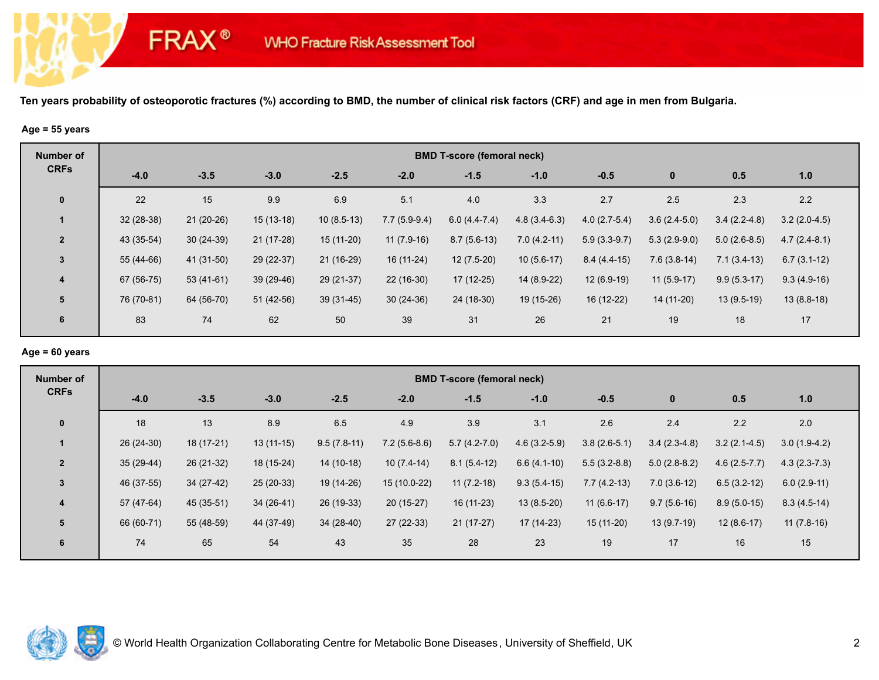FRAX® WHO Fracture Risk Assessment Tool

**Ten years probability of osteoporotic fractures (%) according to BMD, the number of clinical risk factors (CRF) and age in men from Bulgaria.**

**Age = 55 years**

| Number of CRFs | BMD T-score (femoral neck) | | | | | | | | | | |
|---|---|---|---|---|---|---|---|---|---|---|---|
| | -4.0 | -3.5 | -3.0 | -2.5 | -2.0 | -1.5 | -1.0 | -0.5 | 0 | 0.5 | 1.0 |
| 0 | 22 | 15 | 9.9 | 6.9 | 5.1 | 4.0 | 3.3 | 2.7 | 2.5 | 2.3 | 2.2 |
| 1 | 32 (28-38) | 21 (20-26) | 15 (13-18) | 10 (8.5-13) | 7.7 (5.9-9.4) | 6.0 (4.4-7.4) | 4.8 (3.4-6.3) | 4.0 (2.7-5.4) | 3.6 (2.4-5.0) | 3.4 (2.2-4.8) | 3.2 (2.0-4.5) |
| 2 | 43 (35-54) | 30 (24-39) | 21 (17-28) | 15 (11-20) | 11 (7.9-16) | 8.7 (5.6-13) | 7.0 (4.2-11) | 5.9 (3.3-9.7) | 5.3 (2.9-9.0) | 5.0 (2.6-8.5) | 4.7 (2.4-8.1) |
| 3 | 55 (44-66) | 41 (31-50) | 29 (22-37) | 21 (16-29) | 16 (11-24) | 12 (7.5-20) | 10 (5.6-17) | 8.4 (4.4-15) | 7.6 (3.8-14) | 7.1 (3.4-13) | 6.7 (3.1-12) |
| 4 | 67 (56-75) | 53 (41-61) | 39 (29-46) | 29 (21-37) | 22 (16-30) | 17 (12-25) | 14 (8.9-22) | 12 (6.9-19) | 11 (5.9-17) | 9.9 (5.3-17) | 9.3 (4.9-16) |
| 5 | 76 (70-81) | 64 (56-70) | 51 (42-56) | 39 (31-45) | 30 (24-36) | 24 (18-30) | 19 (15-26) | 16 (12-22) | 14 (11-20) | 13 (9.5-19) | 13 (8.8-18) |
| 6 | 83 | 74 | 62 | 50 | 39 | 31 | 26 | 21 | 19 | 18 | 17 |

**Age = 60 years**

| Number of CRFs | BMD T-score (femoral neck) | | | | | | | | | | |
|---|---|---|---|---|---|---|---|---|---|---|---|
| | -4.0 | -3.5 | -3.0 | -2.5 | -2.0 | -1.5 | -1.0 | -0.5 | 0 | 0.5 | 1.0 |
| 0 | 18 | 13 | 8.9 | 6.5 | 4.9 | 3.9 | 3.1 | 2.6 | 2.4 | 2.2 | 2.0 |
| 1 | 26 (24-30) | 18 (17-21) | 13 (11-15) | 9.5 (7.8-11) | 7.2 (5.6-8.6) | 5.7 (4.2-7.0) | 4.6 (3.2-5.9) | 3.8 (2.6-5.1) | 3.4 (2.3-4.8) | 3.2 (2.1-4.5) | 3.0 (1.9-4.2) |
| 2 | 35 (29-44) | 26 (21-32) | 18 (15-24) | 14 (10-18) | 10 (7.4-14) | 8.1 (5.4-12) | 6.6 (4.1-10) | 5.5 (3.2-8.8) | 5.0 (2.8-8.2) | 4.6 (2.5-7.7) | 4.3 (2.3-7.3) |
| 3 | 46 (37-55) | 34 (27-42) | 25 (20-33) | 19 (14-26) | 15 (10.0-22) | 11 (7.2-18) | 9.3 (5.4-15) | 7.7 (4.2-13) | 7.0 (3.6-12) | 6.5 (3.2-12) | 6.0 (2.9-11) |
| 4 | 57 (47-64) | 45 (35-51) | 34 (26-41) | 26 (19-33) | 20 (15-27) | 16 (11-23) | 13 (8.5-20) | 11 (6.6-17) | 9.7 (5.6-16) | 8.9 (5.0-15) | 8.3 (4.5-14) |
| 5 | 66 (60-71) | 55 (48-59) | 44 (37-49) | 34 (28-40) | 27 (22-33) | 21 (17-27) | 17 (14-23) | 15 (11-20) | 13 (9.7-19) | 12 (8.6-17) | 11 (7.8-16) |
| 6 | 74 | 65 | 54 | 43 | 35 | 28 | 23 | 19 | 17 | 16 | 15 |

© World Health Organization Collaborating Centre for Metabolic Bone Diseases, University of Sheffield, UK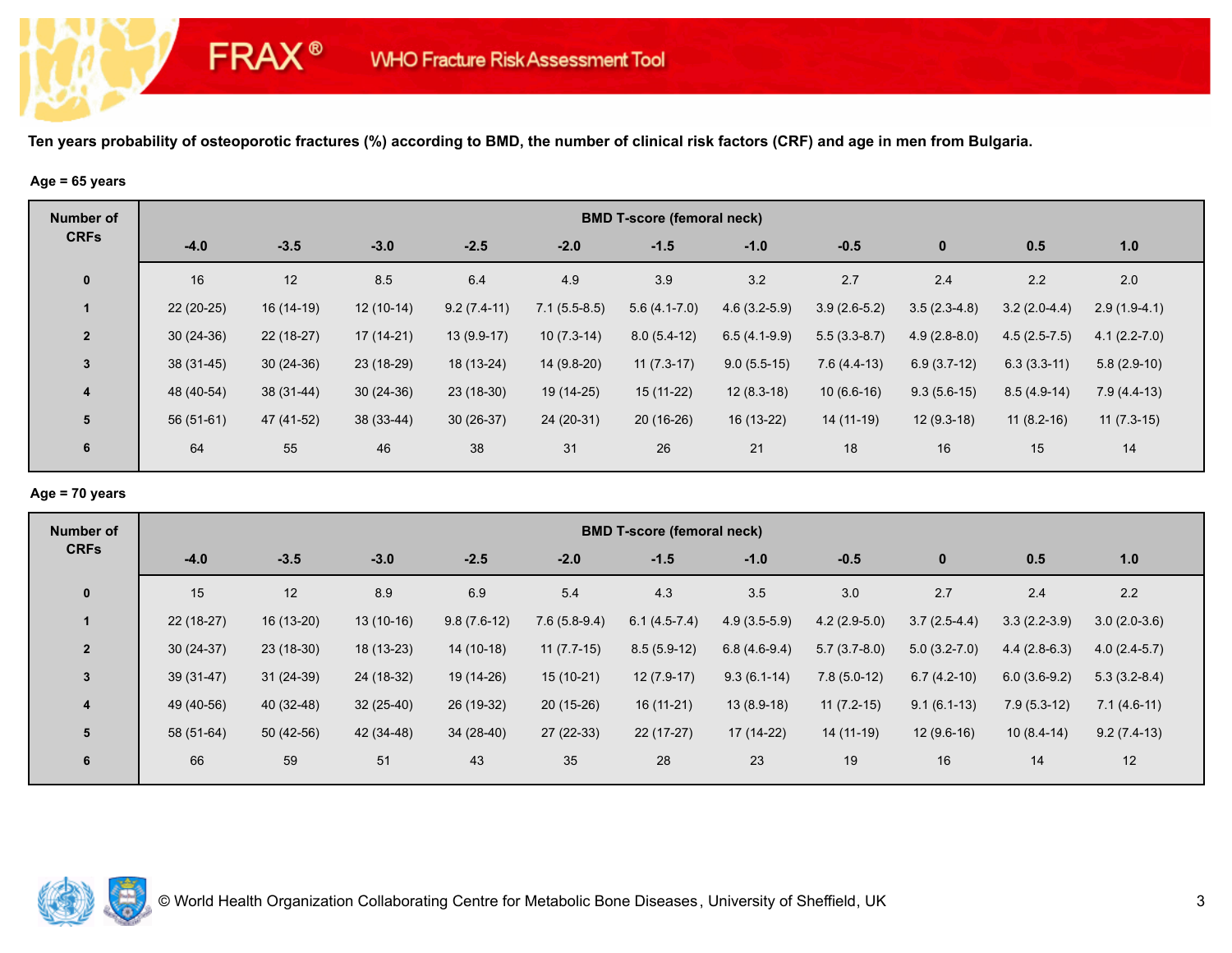FRAX® WHO Fracture Risk Assessment Tool

**Ten years probability of osteoporotic fractures (%) according to BMD, the number of clinical risk factors (CRF) and age in men from Bulgaria.**

**Age = 65 years**

| Number of CRFs | BMD T-score (femoral neck) | | | | | | | | | | |
|---|---|---|---|---|---|---|---|---|---|---|---|
| | -4.0 | -3.5 | -3.0 | -2.5 | -2.0 | -1.5 | -1.0 | -0.5 | 0 | 0.5 | 1.0 |
| 0 | 16 | 12 | 8.5 | 6.4 | 4.9 | 3.9 | 3.2 | 2.7 | 2.4 | 2.2 | 2.0 |
| 1 | 22 (20-25) | 16 (14-19) | 12 (10-14) | 9.2 (7.4-11) | 7.1 (5.5-8.5) | 5.6 (4.1-7.0) | 4.6 (3.2-5.9) | 3.9 (2.6-5.2) | 3.5 (2.3-4.8) | 3.2 (2.0-4.4) | 2.9 (1.9-4.1) |
| 2 | 30 (24-36) | 22 (18-27) | 17 (14-21) | 13 (9.9-17) | 10 (7.3-14) | 8.0 (5.4-12) | 6.5 (4.1-9.9) | 5.5 (3.3-8.7) | 4.9 (2.8-8.0) | 4.5 (2.5-7.5) | 4.1 (2.2-7.0) |
| 3 | 38 (31-45) | 30 (24-36) | 23 (18-29) | 18 (13-24) | 14 (9.8-20) | 11 (7.3-17) | 9.0 (5.5-15) | 7.6 (4.4-13) | 6.9 (3.7-12) | 6.3 (3.3-11) | 5.8 (2.9-10) |
| 4 | 48 (40-54) | 38 (31-44) | 30 (24-36) | 23 (18-30) | 19 (14-25) | 15 (11-22) | 12 (8.3-18) | 10 (6.6-16) | 9.3 (5.6-15) | 8.5 (4.9-14) | 7.9 (4.4-13) |
| 5 | 56 (51-61) | 47 (41-52) | 38 (33-44) | 30 (26-37) | 24 (20-31) | 20 (16-26) | 16 (13-22) | 14 (11-19) | 12 (9.3-18) | 11 (8.2-16) | 11 (7.3-15) |
| 6 | 64 | 55 | 46 | 38 | 31 | 26 | 21 | 18 | 16 | 15 | 14 |

**Age = 70 years**

| Number of CRFs | BMD T-score (femoral neck) | | | | | | | | | | |
|---|---|---|---|---|---|---|---|---|---|---|---|
| | -4.0 | -3.5 | -3.0 | -2.5 | -2.0 | -1.5 | -1.0 | -0.5 | 0 | 0.5 | 1.0 |
| 0 | 15 | 12 | 8.9 | 6.9 | 5.4 | 4.3 | 3.5 | 3.0 | 2.7 | 2.4 | 2.2 |
| 1 | 22 (18-27) | 16 (13-20) | 13 (10-16) | 9.8 (7.6-12) | 7.6 (5.8-9.4) | 6.1 (4.5-7.4) | 4.9 (3.5-5.9) | 4.2 (2.9-5.0) | 3.7 (2.5-4.4) | 3.3 (2.2-3.9) | 3.0 (2.0-3.6) |
| 2 | 30 (24-37) | 23 (18-30) | 18 (13-23) | 14 (10-18) | 11 (7.7-15) | 8.5 (5.9-12) | 6.8 (4.6-9.4) | 5.7 (3.7-8.0) | 5.0 (3.2-7.0) | 4.4 (2.8-6.3) | 4.0 (2.4-5.7) |
| 3 | 39 (31-47) | 31 (24-39) | 24 (18-32) | 19 (14-26) | 15 (10-21) | 12 (7.9-17) | 9.3 (6.1-14) | 7.8 (5.0-12) | 6.7 (4.2-10) | 6.0 (3.6-9.2) | 5.3 (3.2-8.4) |
| 4 | 49 (40-56) | 40 (32-48) | 32 (25-40) | 26 (19-32) | 20 (15-26) | 16 (11-21) | 13 (8.9-18) | 11 (7.2-15) | 9.1 (6.1-13) | 7.9 (5.3-12) | 7.1 (4.6-11) |
| 5 | 58 (51-64) | 50 (42-56) | 42 (34-48) | 34 (28-40) | 27 (22-33) | 22 (17-27) | 17 (14-22) | 14 (11-19) | 12 (9.6-16) | 10 (8.4-14) | 9.2 (7.4-13) |
| 6 | 66 | 59 | 51 | 43 | 35 | 28 | 23 | 19 | 16 | 14 | 12 |

© World Health Organization Collaborating Centre for Metabolic Bone Diseases, University of Sheffield, UK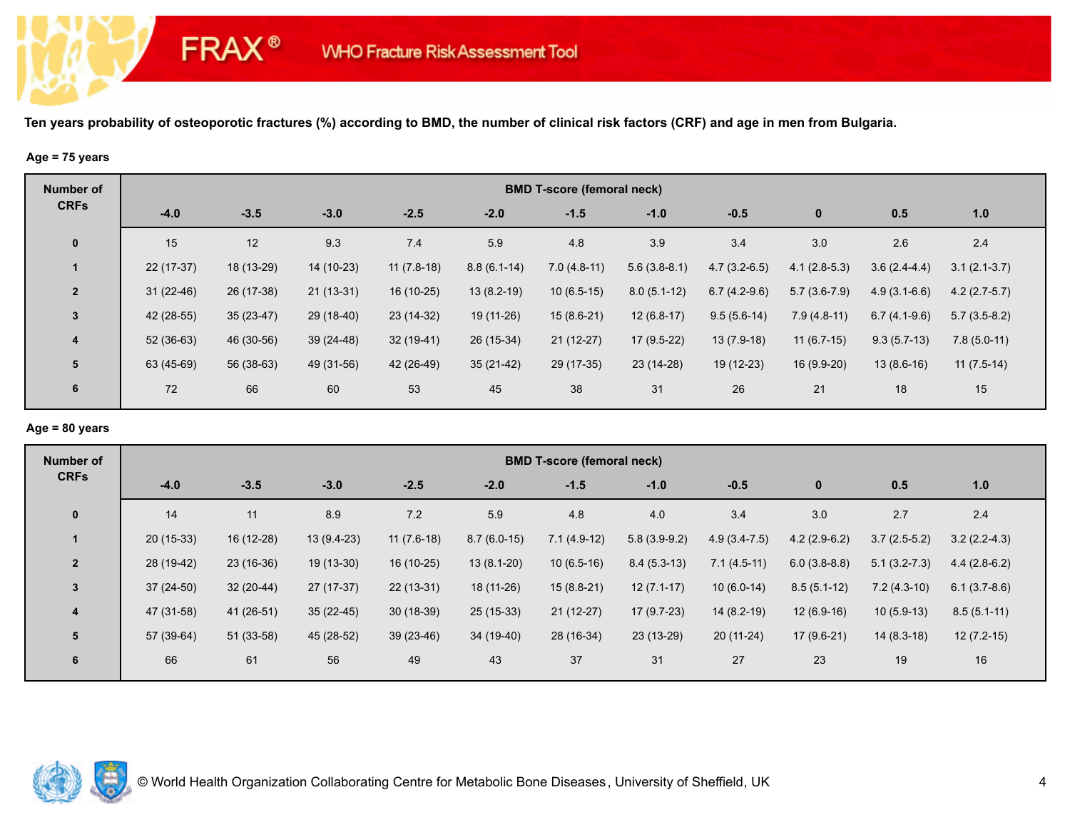FRAX® WHO Fracture Risk Assessment Tool

**Ten years probability of osteoporotic fractures (%) according to BMD, the number of clinical risk factors (CRF) and age in men from Bulgaria.**

**Age = 75 years**

| Number of CRFs | BMD T-score (femoral neck) | | | | | | | | | | |
|---|---|---|---|---|---|---|---|---|---|---|---|
| | -4.0 | -3.5 | -3.0 | -2.5 | -2.0 | -1.5 | -1.0 | -0.5 | 0 | 0.5 | 1.0 |
| 0 | 15 | 12 | 9.3 | 7.4 | 5.9 | 4.8 | 3.9 | 3.4 | 3.0 | 2.6 | 2.4 |
| 1 | 22 (17-37) | 18 (13-29) | 14 (10-23) | 11 (7.8-18) | 8.8 (6.1-14) | 7.0 (4.8-11) | 5.6 (3.8-8.1) | 4.7 (3.2-6.5) | 4.1 (2.8-5.3) | 3.6 (2.4-4.4) | 3.1 (2.1-3.7) |
| 2 | 31 (22-46) | 26 (17-38) | 21 (13-31) | 16 (10-25) | 13 (8.2-19) | 10 (6.5-15) | 8.0 (5.1-12) | 6.7 (4.2-9.6) | 5.7 (3.6-7.9) | 4.9 (3.1-6.6) | 4.2 (2.7-5.7) |
| 3 | 42 (28-55) | 35 (23-47) | 29 (18-40) | 23 (14-32) | 19 (11-26) | 15 (8.6-21) | 12 (6.8-17) | 9.5 (5.6-14) | 7.9 (4.8-11) | 6.7 (4.1-9.6) | 5.7 (3.5-8.2) |
| 4 | 52 (36-63) | 46 (30-56) | 39 (24-48) | 32 (19-41) | 26 (15-34) | 21 (12-27) | 17 (9.5-22) | 13 (7.9-18) | 11 (6.7-15) | 9.3 (5.7-13) | 7.8 (5.0-11) |
| 5 | 63 (45-69) | 56 (38-63) | 49 (31-56) | 42 (26-49) | 35 (21-42) | 29 (17-35) | 23 (14-28) | 19 (12-23) | 16 (9.9-20) | 13 (8.6-16) | 11 (7.5-14) |
| 6 | 72 | 66 | 60 | 53 | 45 | 38 | 31 | 26 | 21 | 18 | 15 |

**Age = 80 years**

| Number of CRFs | BMD T-score (femoral neck) | | | | | | | | | | |
|---|---|---|---|---|---|---|---|---|---|---|---|
| | -4.0 | -3.5 | -3.0 | -2.5 | -2.0 | -1.5 | -1.0 | -0.5 | 0 | 0.5 | 1.0 |
| 0 | 14 | 11 | 8.9 | 7.2 | 5.9 | 4.8 | 4.0 | 3.4 | 3.0 | 2.7 | 2.4 |
| 1 | 20 (15-33) | 16 (12-28) | 13 (9.4-23) | 11 (7.6-18) | 8.7 (6.0-15) | 7.1 (4.9-12) | 5.8 (3.9-9.2) | 4.9 (3.4-7.5) | 4.2 (2.9-6.2) | 3.7 (2.5-5.2) | 3.2 (2.2-4.3) |
| 2 | 28 (19-42) | 23 (16-36) | 19 (13-30) | 16 (10-25) | 13 (8.1-20) | 10 (6.5-16) | 8.4 (5.3-13) | 7.1 (4.5-11) | 6.0 (3.8-8.8) | 5.1 (3.2-7.3) | 4.4 (2.8-6.2) |
| 3 | 37 (24-50) | 32 (20-44) | 27 (17-37) | 22 (13-31) | 18 (11-26) | 15 (8.8-21) | 12 (7.1-17) | 10 (6.0-14) | 8.5 (5.1-12) | 7.2 (4.3-10) | 6.1 (3.7-8.6) |
| 4 | 47 (31-58) | 41 (26-51) | 35 (22-45) | 30 (18-39) | 25 (15-33) | 21 (12-27) | 17 (9.7-23) | 14 (8.2-19) | 12 (6.9-16) | 10 (5.9-13) | 8.5 (5.1-11) |
| 5 | 57 (39-64) | 51 (33-58) | 45 (28-52) | 39 (23-46) | 34 (19-40) | 28 (16-34) | 23 (13-29) | 20 (11-24) | 17 (9.6-21) | 14 (8.3-18) | 12 (7.2-15) |
| 6 | 66 | 61 | 56 | 49 | 43 | 37 | 31 | 27 | 23 | 19 | 16 |

© World Health Organization Collaborating Centre for Metabolic Bone Diseases, University of Sheffield, UK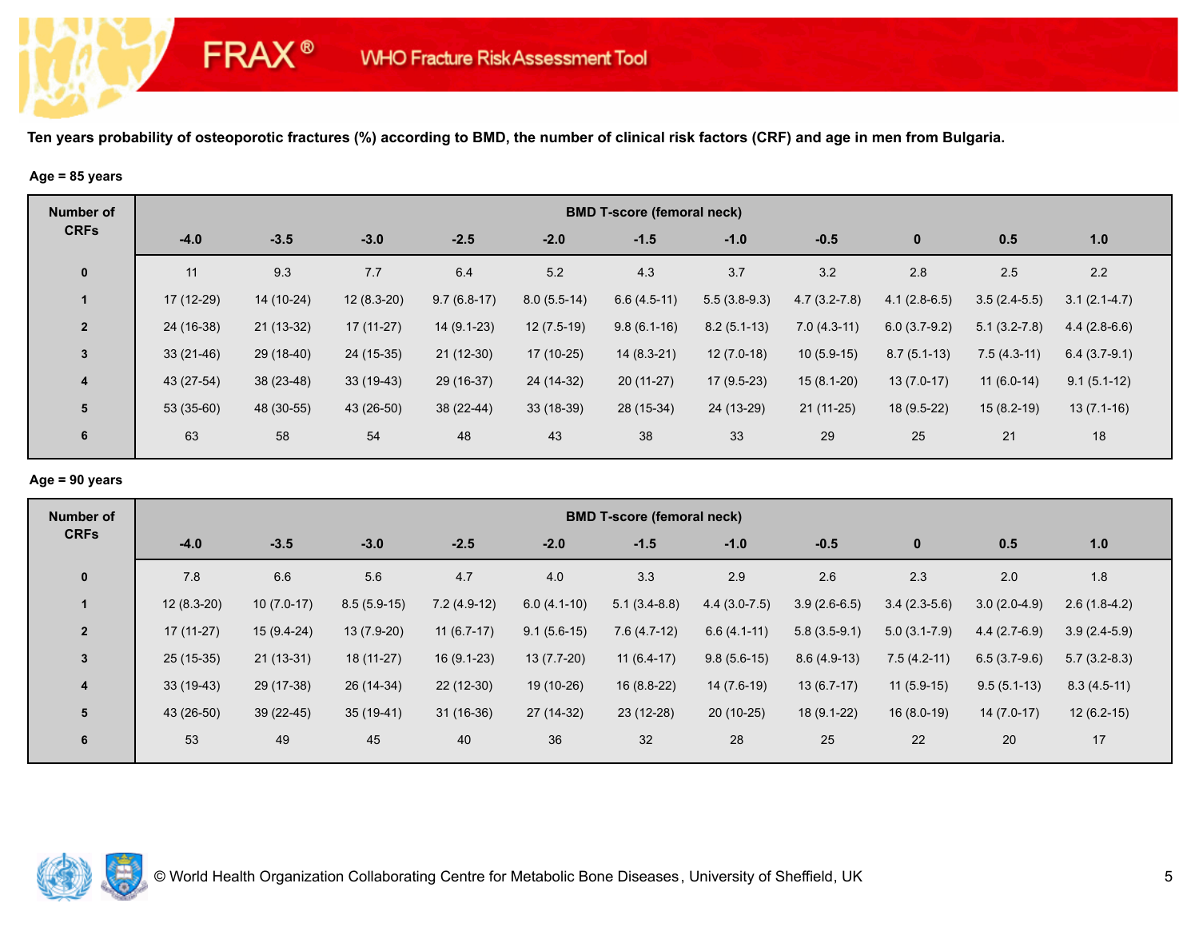FRAX® WHO Fracture Risk Assessment Tool

**Ten years probability of osteoporotic fractures (%) according to BMD, the number of clinical risk factors (CRF) and age in men from Bulgaria.**

**Age = 85 years**

| Number of CRFs | BMD T-score (femoral neck) | | | | | | | | | | |
|---|---|---|---|---|---|---|---|---|---|---|---|
| | -4.0 | -3.5 | -3.0 | -2.5 | -2.0 | -1.5 | -1.0 | -0.5 | 0 | 0.5 | 1.0 |
| 0 | 11 | 9.3 | 7.7 | 6.4 | 5.2 | 4.3 | 3.7 | 3.2 | 2.8 | 2.5 | 2.2 |
| 1 | 17 (12-29) | 14 (10-24) | 12 (8.3-20) | 9.7 (6.8-17) | 8.0 (5.5-14) | 6.6 (4.5-11) | 5.5 (3.8-9.3) | 4.7 (3.2-7.8) | 4.1 (2.8-6.5) | 3.5 (2.4-5.5) | 3.1 (2.1-4.7) |
| 2 | 24 (16-38) | 21 (13-32) | 17 (11-27) | 14 (9.1-23) | 12 (7.5-19) | 9.8 (6.1-16) | 8.2 (5.1-13) | 7.0 (4.3-11) | 6.0 (3.7-9.2) | 5.1 (3.2-7.8) | 4.4 (2.8-6.6) |
| 3 | 33 (21-46) | 29 (18-40) | 24 (15-35) | 21 (12-30) | 17 (10-25) | 14 (8.3-21) | 12 (7.0-18) | 10 (5.9-15) | 8.7 (5.1-13) | 7.5 (4.3-11) | 6.4 (3.7-9.1) |
| 4 | 43 (27-54) | 38 (23-48) | 33 (19-43) | 29 (16-37) | 24 (14-32) | 20 (11-27) | 17 (9.5-23) | 15 (8.1-20) | 13 (7.0-17) | 11 (6.0-14) | 9.1 (5.1-12) |
| 5 | 53 (35-60) | 48 (30-55) | 43 (26-50) | 38 (22-44) | 33 (18-39) | 28 (15-34) | 24 (13-29) | 21 (11-25) | 18 (9.5-22) | 15 (8.2-19) | 13 (7.1-16) |
| 6 | 63 | 58 | 54 | 48 | 43 | 38 | 33 | 29 | 25 | 21 | 18 |

**Age = 90 years**

| Number of CRFs | BMD T-score (femoral neck) | | | | | | | | | | |
|---|---|---|---|---|---|---|---|---|---|---|---|
| | -4.0 | -3.5 | -3.0 | -2.5 | -2.0 | -1.5 | -1.0 | -0.5 | 0 | 0.5 | 1.0 |
| 0 | 7.8 | 6.6 | 5.6 | 4.7 | 4.0 | 3.3 | 2.9 | 2.6 | 2.3 | 2.0 | 1.8 |
| 1 | 12 (8.3-20) | 10 (7.0-17) | 8.5 (5.9-15) | 7.2 (4.9-12) | 6.0 (4.1-10) | 5.1 (3.4-8.8) | 4.4 (3.0-7.5) | 3.9 (2.6-6.5) | 3.4 (2.3-5.6) | 3.0 (2.0-4.9) | 2.6 (1.8-4.2) |
| 2 | 17 (11-27) | 15 (9.4-24) | 13 (7.9-20) | 11 (6.7-17) | 9.1 (5.6-15) | 7.6 (4.7-12) | 6.6 (4.1-11) | 5.8 (3.5-9.1) | 5.0 (3.1-7.9) | 4.4 (2.7-6.9) | 3.9 (2.4-5.9) |
| 3 | 25 (15-35) | 21 (13-31) | 18 (11-27) | 16 (9.1-23) | 13 (7.7-20) | 11 (6.4-17) | 9.8 (5.6-15) | 8.6 (4.9-13) | 7.5 (4.2-11) | 6.5 (3.7-9.6) | 5.7 (3.2-8.3) |
| 4 | 33 (19-43) | 29 (17-38) | 26 (14-34) | 22 (12-30) | 19 (10-26) | 16 (8.8-22) | 14 (7.6-19) | 13 (6.7-17) | 11 (5.9-15) | 9.5 (5.1-13) | 8.3 (4.5-11) |
| 5 | 43 (26-50) | 39 (22-45) | 35 (19-41) | 31 (16-36) | 27 (14-32) | 23 (12-28) | 20 (10-25) | 18 (9.1-22) | 16 (8.0-19) | 14 (7.0-17) | 12 (6.2-15) |
| 6 | 53 | 49 | 45 | 40 | 36 | 32 | 28 | 25 | 22 | 20 | 17 |

© World Health Organization Collaborating Centre for Metabolic Bone Diseases, University of Sheffield, UK